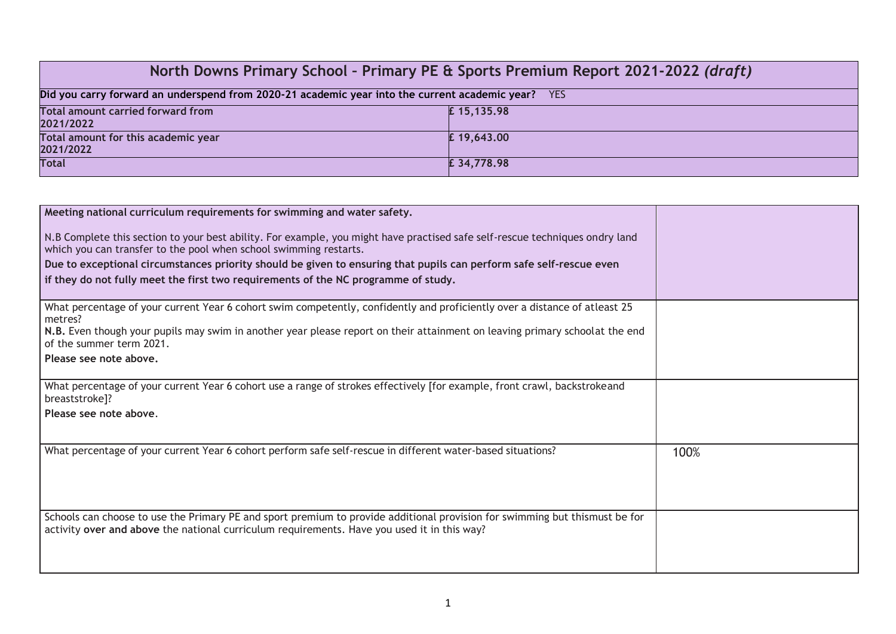# North Downs Primary School – Primary PE & Sports Premium Report 2021-2022 *(draft)*

| Did you carry forward an underspend from 2020-21 academic year into the current academic year? YES | |
|---|---|
| Total amount carried forward from 2021/2022 | £ 15,135.98 |
| Total amount for this academic year 2021/2022 | £ 19,643.00 |
| Total | £ 34,778.98 |

| **Meeting national curriculum requirements for swimming and water safety.**<br><br>N.B Complete this section to your best ability. For example, you might have practised safe self-rescue techniques ondry land which you can transfer to the pool when school swimming restarts.<br>**Due to exceptional circumstances priority should be given to ensuring that pupils can perform safe self-rescue even if they do not fully meet the first two requirements of the NC programme of study.** | |
|---|---|
| What percentage of your current Year 6 cohort swim competently, confidently and proficiently over a distance of atleast 25 metres?<br>**N.B.** Even though your pupils may swim in another year please report on their attainment on leaving primary schoolat the end of the summer term 2021.<br>**Please see note above.** | |
| What percentage of your current Year 6 cohort use a range of strokes effectively [for example, front crawl, backstrokeand breaststroke]?<br>**Please see note above**. | |
| What percentage of your current Year 6 cohort perform safe self-rescue in different water-based situations? | 100% |
| Schools can choose to use the Primary PE and sport premium to provide additional provision for swimming but thismust be for activity **over and above** the national curriculum requirements. Have you used it in this way? | |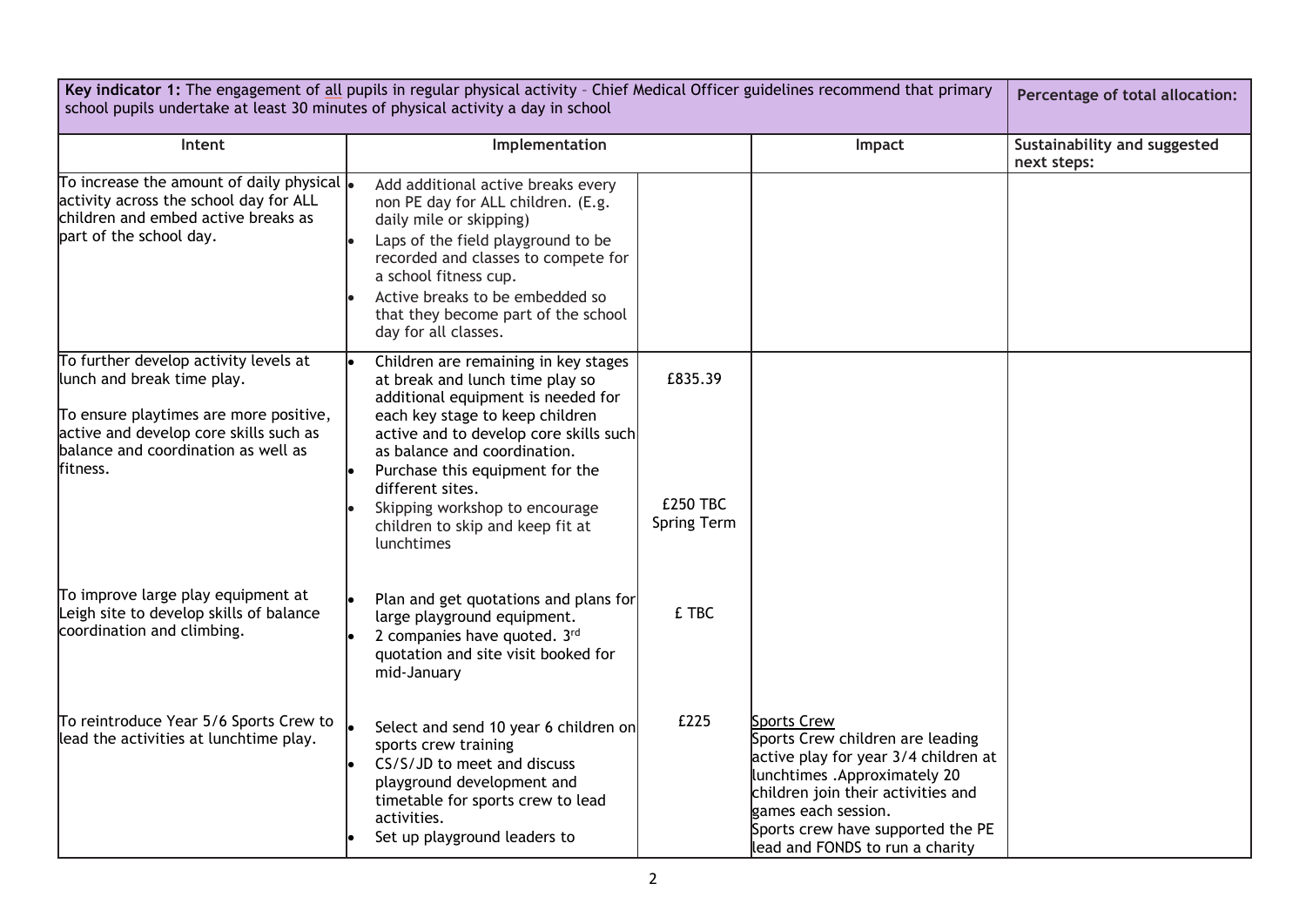| **Key indicator 1:** The engagement of all pupils in regular physical activity – Chief Medical Officer guidelines recommend that primary school pupils undertake at least 30 minutes of physical activity a day in school | | | | **Percentage of total allocation:** |
|---|---|---|---|---|
| **Intent** | **Implementation** | | **Impact** | **Sustainability and suggested next steps:** |
| To increase the amount of daily physical activity across the school day for ALL children and embed active breaks as part of the school day. | • Add additional active breaks every non PE day for ALL children. (E.g. daily mile or skipping)<br>• Laps of the field playground to be recorded and classes to compete for a school fitness cup.<br>• Active breaks to be embedded so that they become part of the school day for all classes. | | | |
| To further develop activity levels at lunch and break time play.<br><br>To ensure playtimes are more positive, active and develop core skills such as balance and coordination as well as fitness.<br><br><br><br>To improve large play equipment at Leigh site to develop skills of balance coordination and climbing.<br><br><br><br>To reintroduce Year 5/6 Sports Crew to lead the activities at lunchtime play. | • Children are remaining in key stages at break and lunch time play so additional equipment is needed for each key stage to keep children active and to develop core skills such as balance and coordination.<br>• Purchase this equipment for the different sites.<br>• Skipping workshop to encourage children to skip and keep fit at lunchtimes<br><br>• Plan and get quotations and plans for large playground equipment.<br>• 2 companies have quoted. 3rd quotation and site visit booked for mid-January<br><br>• Select and send 10 year 6 children on sports crew training<br>• CS/S/JD to meet and discuss playground development and timetable for sports crew to lead activities.<br>• Set up playground leaders to | £835.39<br><br>£250 TBC Spring Term<br><br>£ TBC<br><br>£225 | <u>Sports Crew</u><br>Sports Crew children are leading active play for year 3/4 children at lunchtimes .Approximately 20 children join their activities and games each session.<br>Sports crew have supported the PE lead and FONDS to run a charity | |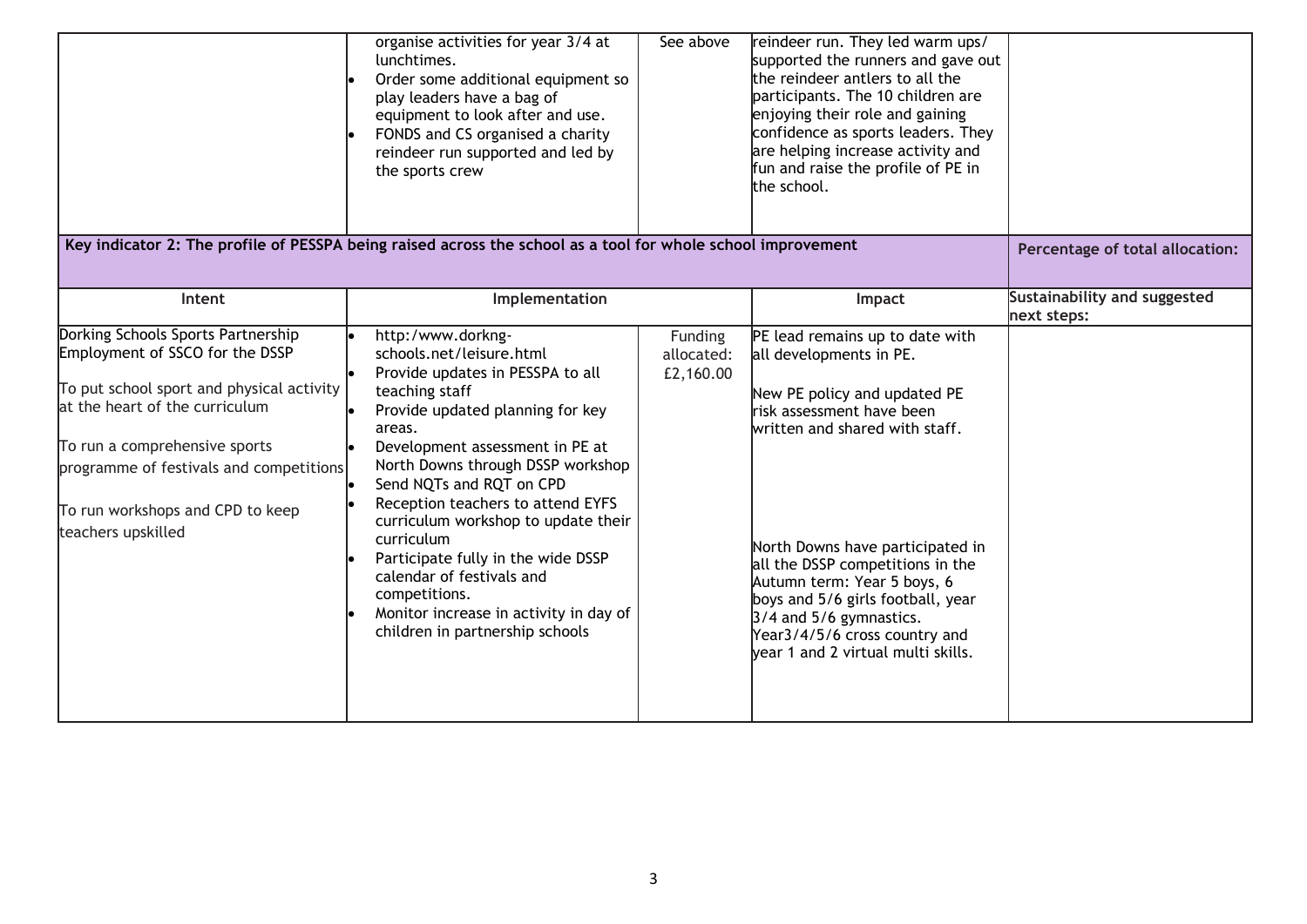| | | | | |
|---|---|---|---|---|
| | • organise activities for year 3/4 at lunchtimes.<br>• Order some additional equipment so play leaders have a bag of equipment to look after and use.<br>• FONDS and CS organised a charity reindeer run supported and led by the sports crew | See above | reindeer run. They led warm ups/ supported the runners and gave out the reindeer antlers to all the participants. The 10 children are enjoying their role and gaining confidence as sports leaders. They are helping increase activity and fun and raise the profile of PE in the school. | |
| **Key indicator 2: The profile of PESSPA being raised across the school as a tool for whole school improvement** | | | | **Percentage of total allocation:** |
| **Intent** | **Implementation** | | **Impact** | **Sustainability and suggested next steps:** |
| Dorking Schools Sports Partnership Employment of SSCO for the DSSP<br><br>To put school sport and physical activity at the heart of the curriculum<br><br>To run a comprehensive sports programme of festivals and competitions<br><br>To run workshops and CPD to keep teachers upskilled | • http:/www.dorkng-schools.net/leisure.html<br>• Provide updates in PESSPA to all teaching staff<br>• Provide updated planning for key areas.<br>• Development assessment in PE at North Downs through DSSP workshop<br>• Send NQTs and RQT on CPD<br>• Reception teachers to attend EYFS curriculum workshop to update their curriculum<br>• Participate fully in the wide DSSP calendar of festivals and competitions.<br>• Monitor increase in activity in day of children in partnership schools | Funding allocated: £2,160.00 | PE lead remains up to date with all developments in PE.<br><br>New PE policy and updated PE risk assessment have been written and shared with staff.<br><br>North Downs have participated in all the DSSP competitions in the Autumn term: Year 5 boys, 6 boys and 5/6 girls football, year 3/4 and 5/6 gymnastics. Year3/4/5/6 cross country and year 1 and 2 virtual multi skills. | |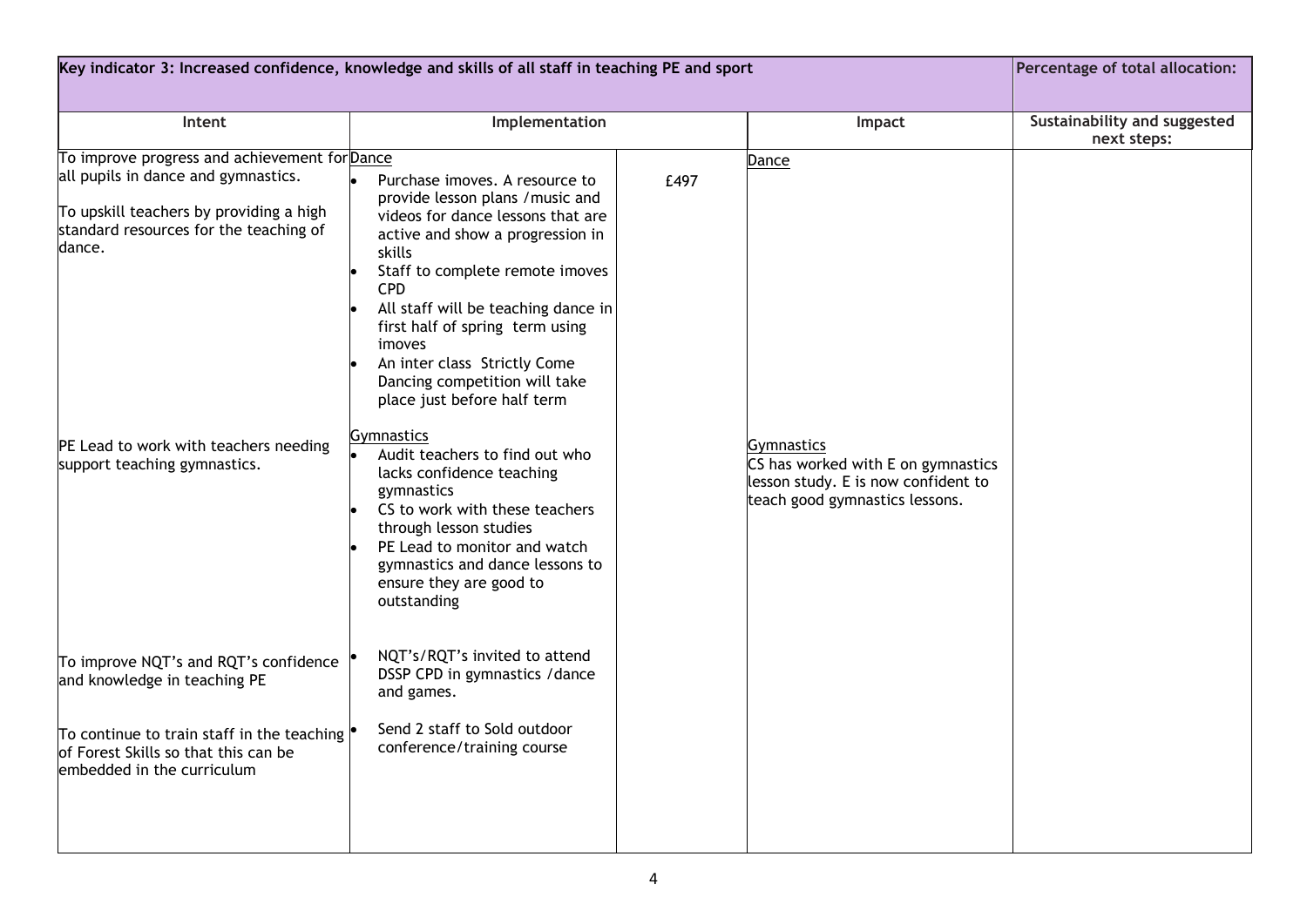| Key indicator 3: Increased confidence, knowledge and skills of all staff in teaching PE and sport | | | | Percentage of total allocation: |
|---|---|---|---|---|
| **Intent** | **Implementation** | | **Impact** | **Sustainability and suggested next steps:** |
| To improve progress and achievement for all pupils in dance and gymnastics.<br><br>To upskill teachers by providing a high standard resources for the teaching of dance. | Dance<br>• Purchase imoves. A resource to provide lesson plans /music and videos for dance lessons that are active and show a progression in skills<br>• Staff to complete remote imoves CPD<br>• All staff will be teaching dance in first half of spring term using imoves<br>• An inter class Strictly Come Dancing competition will take place just before half term | £497 | Dance | |
| PE Lead to work with teachers needing support teaching gymnastics. | Gymnastics<br>• Audit teachers to find out who lacks confidence teaching gymnastics<br>• CS to work with these teachers through lesson studies<br>• PE Lead to monitor and watch gymnastics and dance lessons to ensure they are good to outstanding | | Gymnastics<br>CS has worked with E on gymnastics lesson study. E is now confident to teach good gymnastics lessons. | |
| To improve NQT's and RQT's confidence and knowledge in teaching PE | • NQT's/RQT's invited to attend DSSP CPD in gymnastics /dance and games. | | | |
| To continue to train staff in the teaching of Forest Skills so that this can be embedded in the curriculum | • Send 2 staff to Sold outdoor conference/training course | | | |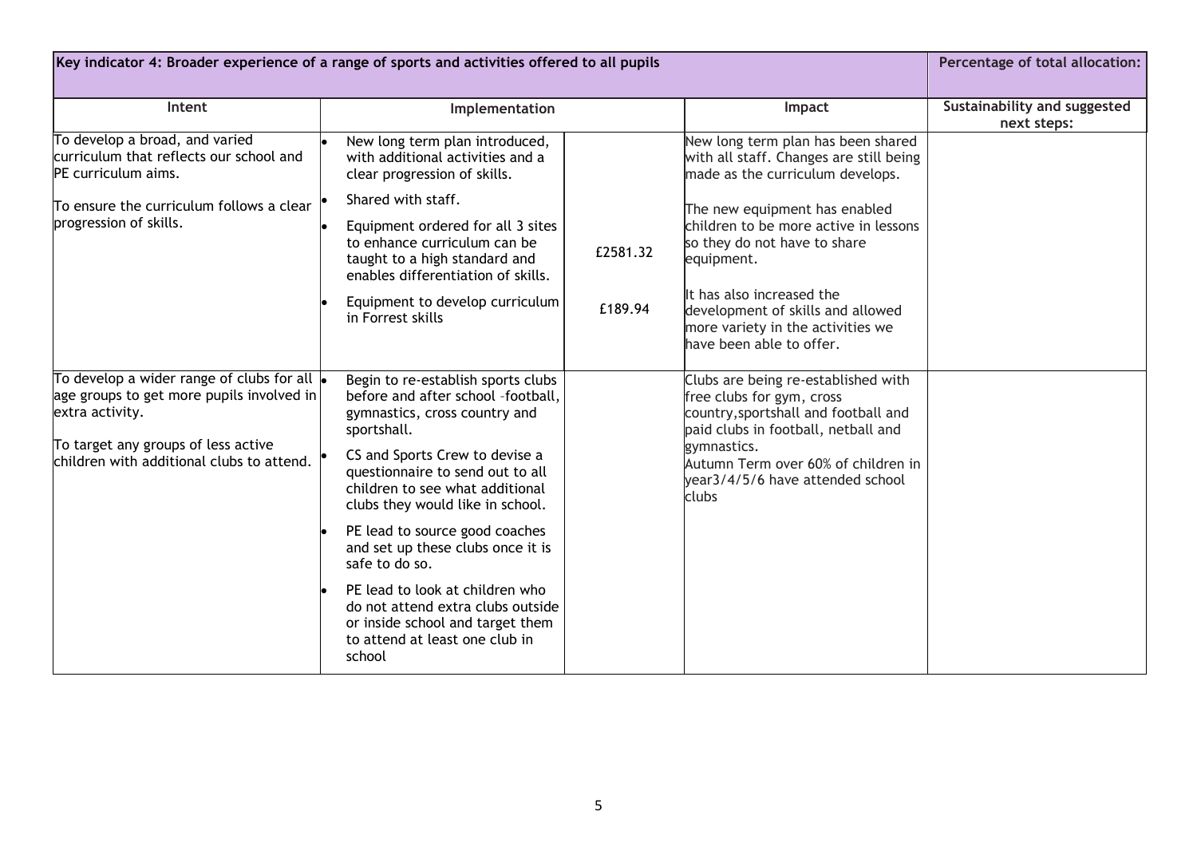| Key indicator 4: Broader experience of a range of sports and activities offered to all pupils | | | | Percentage of total allocation: |
|---|---|---|---|---|
| **Intent** | **Implementation** | | **Impact** | **Sustainability and suggested next steps:** |
| To develop a broad, and varied curriculum that reflects our school and PE curriculum aims.<br><br>To ensure the curriculum follows a clear progression of skills. | • New long term plan introduced, with additional activities and a clear progression of skills.<br>• Shared with staff.<br>• Equipment ordered for all 3 sites to enhance curriculum can be taught to a high standard and enables differentiation of skills.<br>• Equipment to develop curriculum in Forrest skills | £2581.32<br><br>£189.94 | New long term plan has been shared with all staff. Changes are still being made as the curriculum develops.<br><br>The new equipment has enabled children to be more active in lessons so they do not have to share equipment.<br><br>It has also increased the development of skills and allowed more variety in the activities we have been able to offer. | |
| To develop a wider range of clubs for all age groups to get more pupils involved in extra activity.<br><br>To target any groups of less active children with additional clubs to attend. | • Begin to re-establish sports clubs before and after school -football, gymnastics, cross country and sportshall.<br>• CS and Sports Crew to devise a questionnaire to send out to all children to see what additional clubs they would like in school.<br>• PE lead to source good coaches and set up these clubs once it is safe to do so.<br>• PE lead to look at children who do not attend extra clubs outside or inside school and target them to attend at least one club in school | | Clubs are being re-established with free clubs for gym, cross country,sportshall and football and paid clubs in football, netball and gymnastics.<br>Autumn Term over 60% of children in year3/4/5/6 have attended school clubs | |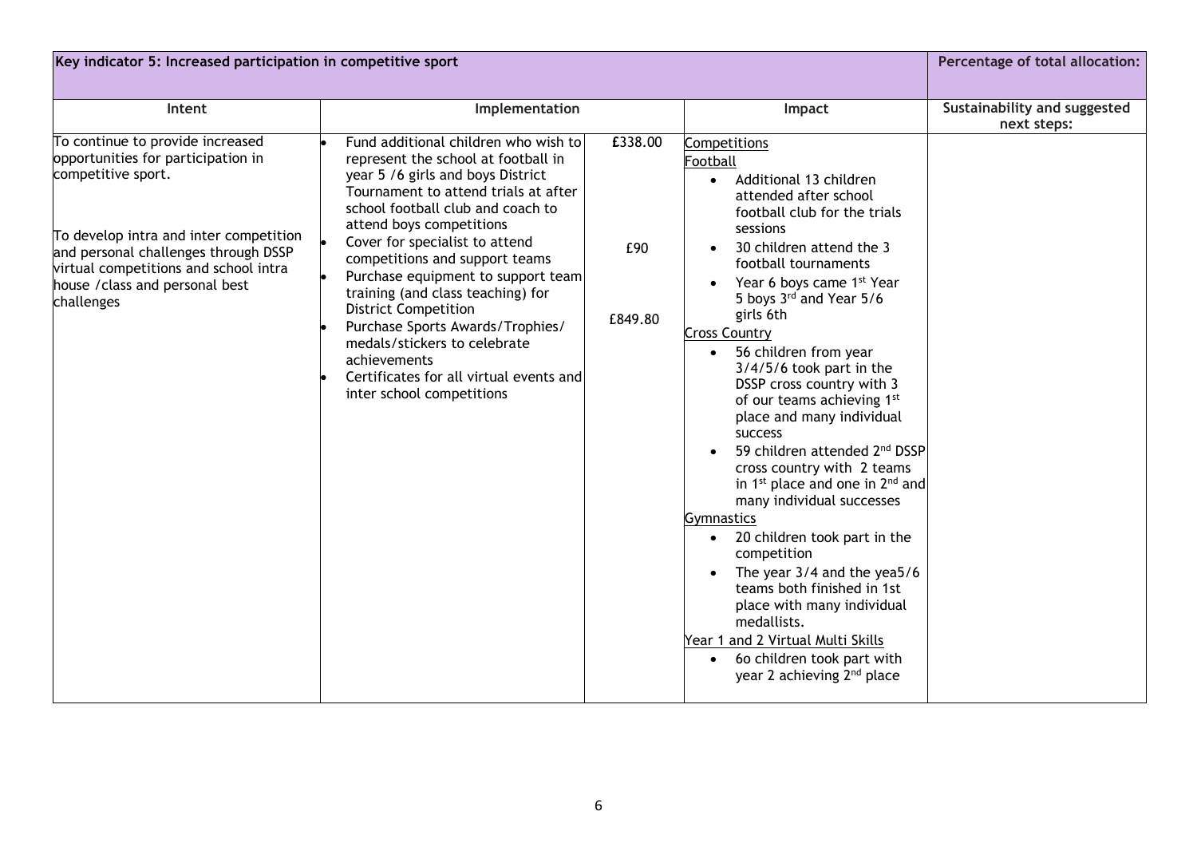| Key indicator 5: Increased participation in competitive sport | | | | Percentage of total allocation: |
|---|---|---|---|---|
| **Intent** | **Implementation** | | **Impact** | **Sustainability and suggested next steps:** |
| To continue to provide increased opportunities for participation in competitive sport.<br><br>To develop intra and inter competition and personal challenges through DSSP virtual competitions and school intra house /class and personal best challenges | • Fund additional children who wish to represent the school at football in year 5 /6 girls and boys District Tournament to attend trials at after school football club and coach to attend boys competitions<br>• Cover for specialist to attend competitions and support teams<br>• Purchase equipment to support team training (and class teaching) for District Competition<br>• Purchase Sports Awards/Trophies/ medals/stickers to celebrate achievements<br>• Certificates for all virtual events and inter school competitions | £338.00<br><br><br><br><br>£90<br><br><br>£849.80 | Competitions<br>Football<br>• Additional 13 children attended after school football club for the trials sessions<br>• 30 children attend the 3 football tournaments<br>• Year 6 boys came 1st Year 5 boys 3rd and Year 5/6 girls 6th<br>Cross Country<br>• 56 children from year 3/4/5/6 took part in the DSSP cross country with 3 of our teams achieving 1st place and many individual success<br>• 59 children attended 2nd DSSP cross country with 2 teams in 1st place and one in 2nd and many individual successes<br>Gymnastics<br>• 20 children took part in the competition<br>• The year 3/4 and the yea5/6 teams both finished in 1st place with many individual medallists.<br>Year 1 and 2 Virtual Multi Skills<br>• 6o children took part with year 2 achieving 2nd place | |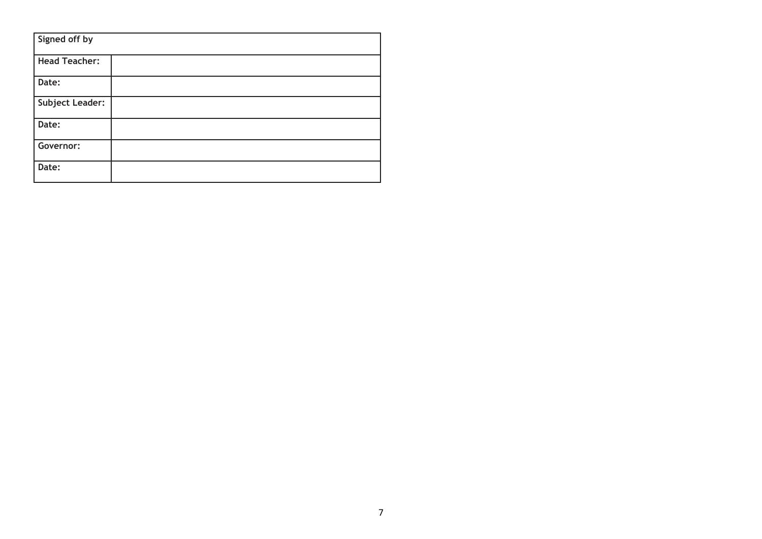| **Signed off by** | |
|---|---|
| **Head Teacher:** | |
| **Date:** | |
| **Subject Leader:** | |
| **Date:** | |
| **Governor:** | |
| **Date:** | |